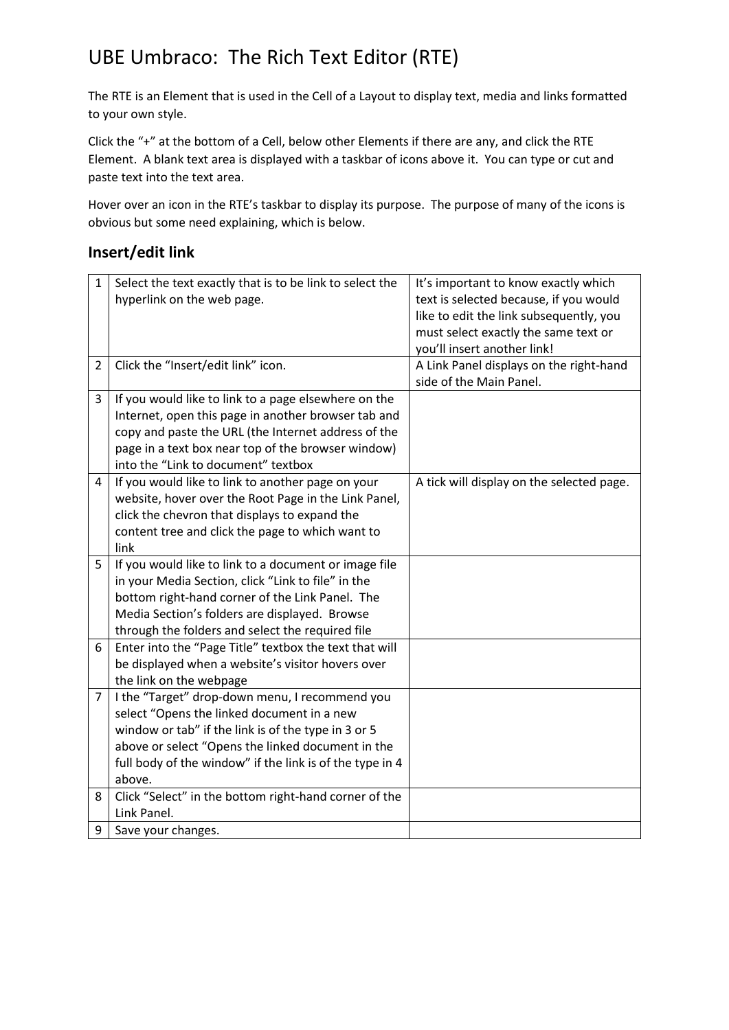# UBE Umbraco: The Rich Text Editor (RTE)

The RTE is an Element that is used in the Cell of a Layout to display text, media and links formatted to your own style.

Click the "+" at the bottom of a Cell, below other Elements if there are any, and click the RTE Element. A blank text area is displayed with a taskbar of icons above it. You can type or cut and paste text into the text area.

Hover over an icon in the RTE's taskbar to display its purpose. The purpose of many of the icons is obvious but some need explaining, which is below.

## Insert/edit link

| | | |
|---|---|---|
| 1 | Select the text exactly that is to be link to select the hyperlink on the web page. | It's important to know exactly which text is selected because, if you would like to edit the link subsequently, you must select exactly the same text or you'll insert another link! |
| 2 | Click the "Insert/edit link" icon. | A Link Panel displays on the right-hand side of the Main Panel. |
| 3 | If you would like to link to a page elsewhere on the Internet, open this page in another browser tab and copy and paste the URL (the Internet address of the page in a text box near top of the browser window) into the "Link to document" textbox | |
| 4 | If you would like to link to another page on your website, hover over the Root Page in the Link Panel, click the chevron that displays to expand the content tree and click the page to which want to link | A tick will display on the selected page. |
| 5 | If you would like to link to a document or image file in your Media Section, click "Link to file" in the bottom right-hand corner of the Link Panel. The Media Section's folders are displayed. Browse through the folders and select the required file | |
| 6 | Enter into the "Page Title" textbox the text that will be displayed when a website's visitor hovers over the link on the webpage | |
| 7 | I the "Target" drop-down menu, I recommend you select "Opens the linked document in a new window or tab" if the link is of the type in 3 or 5 above or select "Opens the linked document in the full body of the window" if the link is of the type in 4 above. | |
| 8 | Click "Select" in the bottom right-hand corner of the Link Panel. | |
| 9 | Save your changes. | |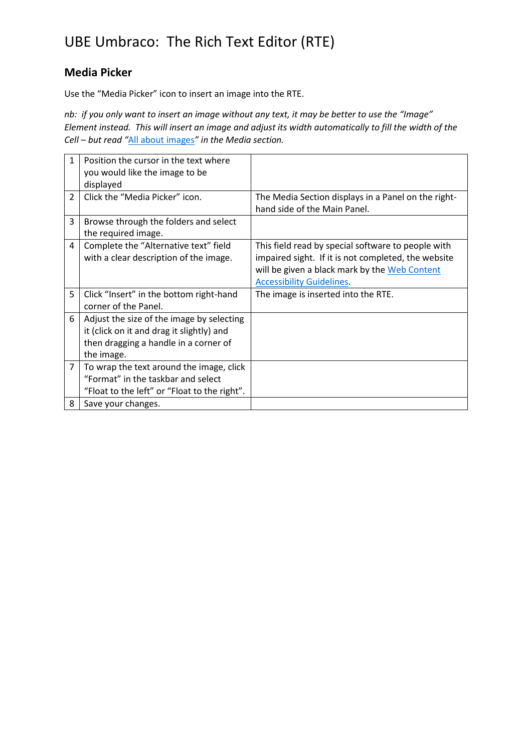# UBE Umbraco: The Rich Text Editor (RTE)

## Media Picker

Use the "Media Picker" icon to insert an image into the RTE.

*nb: if you only want to insert an image without any text, it may be better to use the "Image" Element instead. This will insert an image and adjust its width automatically to fill the width of the Cell – but read "[All about images](#)" in the Media section.*

| | | |
|---|---|---|
| 1 | Position the cursor in the text where you would like the image to be displayed | |
| 2 | Click the "Media Picker" icon. | The Media Section displays in a Panel on the right-hand side of the Main Panel. |
| 3 | Browse through the folders and select the required image. | |
| 4 | Complete the "Alternative text" field with a clear description of the image. | This field read by special software to people with impaired sight. If it is not completed, the website will be given a black mark by the [Web Content Accessibility Guidelines](#). |
| 5 | Click "Insert" in the bottom right-hand corner of the Panel. | The image is inserted into the RTE. |
| 6 | Adjust the size of the image by selecting it (click on it and drag it slightly) and then dragging a handle in a corner of the image. | |
| 7 | To wrap the text around the image, click "Format" in the taskbar and select "Float to the left" or "Float to the right". | |
| 8 | Save your changes. | |